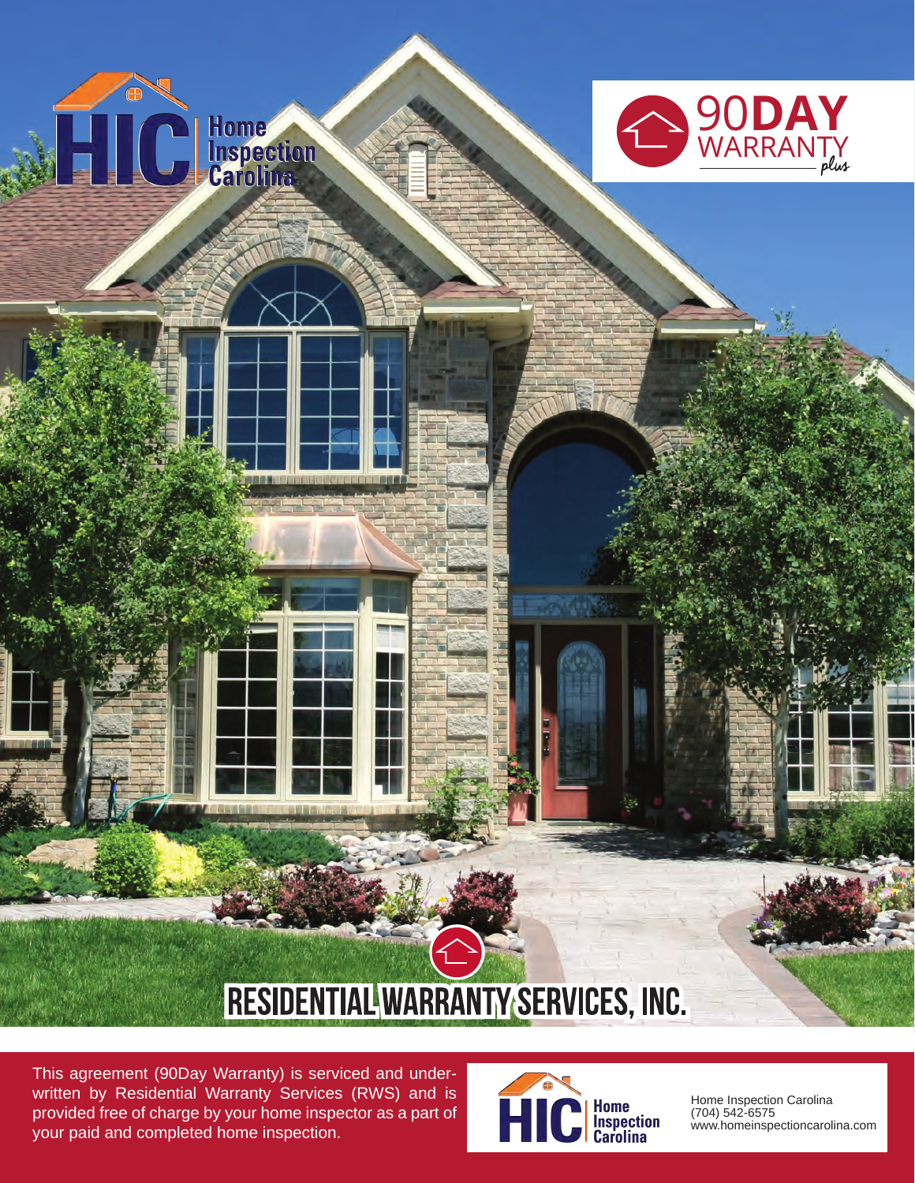HIC Home Inspection Carolina

# 90DAY WARRANTY *plus*

# RESIDENTIAL WARRANTY SERVICES, INC.

This agreement (90Day Warranty) is serviced and underwritten by Residential Warranty Services (RWS) and is provided free of charge by your home inspector as a part of your paid and completed home inspection.

HIC Home Inspection Carolina

Home Inspection Carolina
(704) 542-6575
www.homeinspectioncarolina.com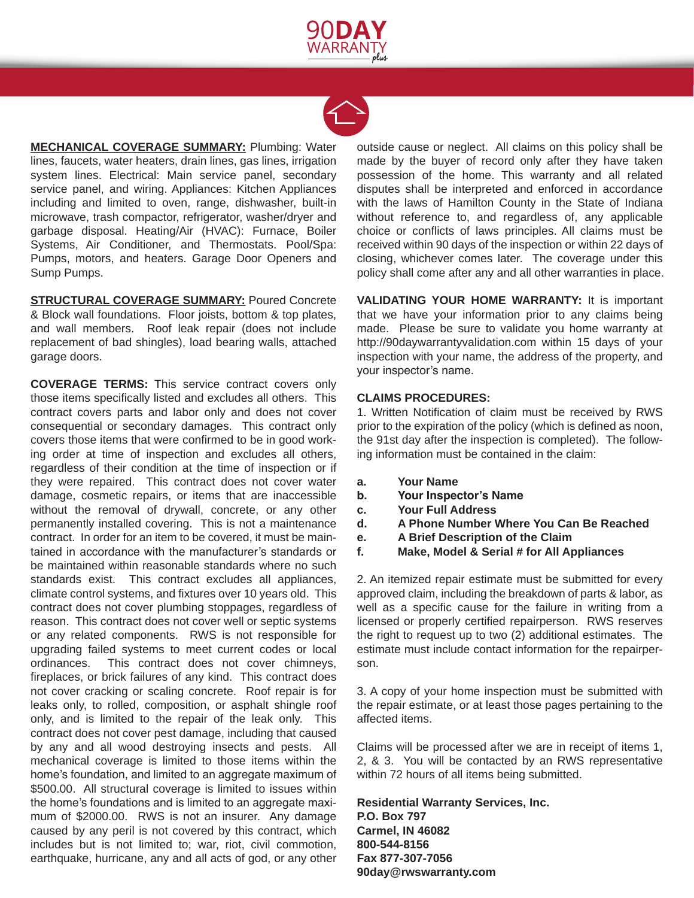90DAY WARRANTY plus

**MECHANICAL COVERAGE SUMMARY:** Plumbing: Water lines, faucets, water heaters, drain lines, gas lines, irrigation system lines. Electrical: Main service panel, secondary service panel, and wiring. Appliances: Kitchen Appliances including and limited to oven, range, dishwasher, built-in microwave, trash compactor, refrigerator, washer/dryer and garbage disposal. Heating/Air (HVAC): Furnace, Boiler Systems, Air Conditioner, and Thermostats. Pool/Spa: Pumps, motors, and heaters. Garage Door Openers and Sump Pumps.

**STRUCTURAL COVERAGE SUMMARY:** Poured Concrete & Block wall foundations. Floor joists, bottom & top plates, and wall members. Roof leak repair (does not include replacement of bad shingles), load bearing walls, attached garage doors.

**COVERAGE TERMS:** This service contract covers only those items specifically listed and excludes all others. This contract covers parts and labor only and does not cover consequential or secondary damages. This contract only covers those items that were confirmed to be in good working order at time of inspection and excludes all others, regardless of their condition at the time of inspection or if they were repaired. This contract does not cover water damage, cosmetic repairs, or items that are inaccessible without the removal of drywall, concrete, or any other permanently installed covering. This is not a maintenance contract. In order for an item to be covered, it must be maintained in accordance with the manufacturer's standards or be maintained within reasonable standards where no such standards exist. This contract excludes all appliances, climate control systems, and fixtures over 10 years old. This contract does not cover plumbing stoppages, regardless of reason. This contract does not cover well or septic systems or any related components. RWS is not responsible for upgrading failed systems to meet current codes or local ordinances. This contract does not cover chimneys, fireplaces, or brick failures of any kind. This contract does not cover cracking or scaling concrete. Roof repair is for leaks only, to rolled, composition, or asphalt shingle roof only, and is limited to the repair of the leak only. This contract does not cover pest damage, including that caused by any and all wood destroying insects and pests. All mechanical coverage is limited to those items within the home's foundation, and limited to an aggregate maximum of $500.00. All structural coverage is limited to issues within the home's foundations and is limited to an aggregate maximum of $2000.00. RWS is not an insurer. Any damage caused by any peril is not covered by this contract, which includes but is not limited to; war, riot, civil commotion, earthquake, hurricane, any and all acts of god, or any other outside cause or neglect. All claims on this policy shall be made by the buyer of record only after they have taken possession of the home. This warranty and all related disputes shall be interpreted and enforced in accordance with the laws of Hamilton County in the State of Indiana without reference to, and regardless of, any applicable choice or conflicts of laws principles. All claims must be received within 90 days of the inspection or within 22 days of closing, whichever comes later. The coverage under this policy shall come after any and all other warranties in place.

**VALIDATING YOUR HOME WARRANTY:** It is important that we have your information prior to any claims being made. Please be sure to validate you home warranty at http://90daywarrantyvalidation.com within 15 days of your inspection with your name, the address of the property, and your inspector's name.

**CLAIMS PROCEDURES:**

1. Written Notification of claim must be received by RWS prior to the expiration of the policy (which is defined as noon, the 91st day after the inspection is completed). The following information must be contained in the claim:

**a.** **Your Name**
**b.** **Your Inspector's Name**
**c.** **Your Full Address**
**d.** **A Phone Number Where You Can Be Reached**
**e.** **A Brief Description of the Claim**
**f.** **Make, Model & Serial # for All Appliances**

2. An itemized repair estimate must be submitted for every approved claim, including the breakdown of parts & labor, as well as a specific cause for the failure in writing from a licensed or properly certified repairperson. RWS reserves the right to request up to two (2) additional estimates. The estimate must include contact information for the repairperson.

3. A copy of your home inspection must be submitted with the repair estimate, or at least those pages pertaining to the affected items.

Claims will be processed after we are in receipt of items 1, 2, & 3. You will be contacted by an RWS representative within 72 hours of all items being submitted.

**Residential Warranty Services, Inc.**
**P.O. Box 797**
**Carmel, IN 46082**
**800-544-8156**
**Fax 877-307-7056**
**90day@rwswarranty.com**